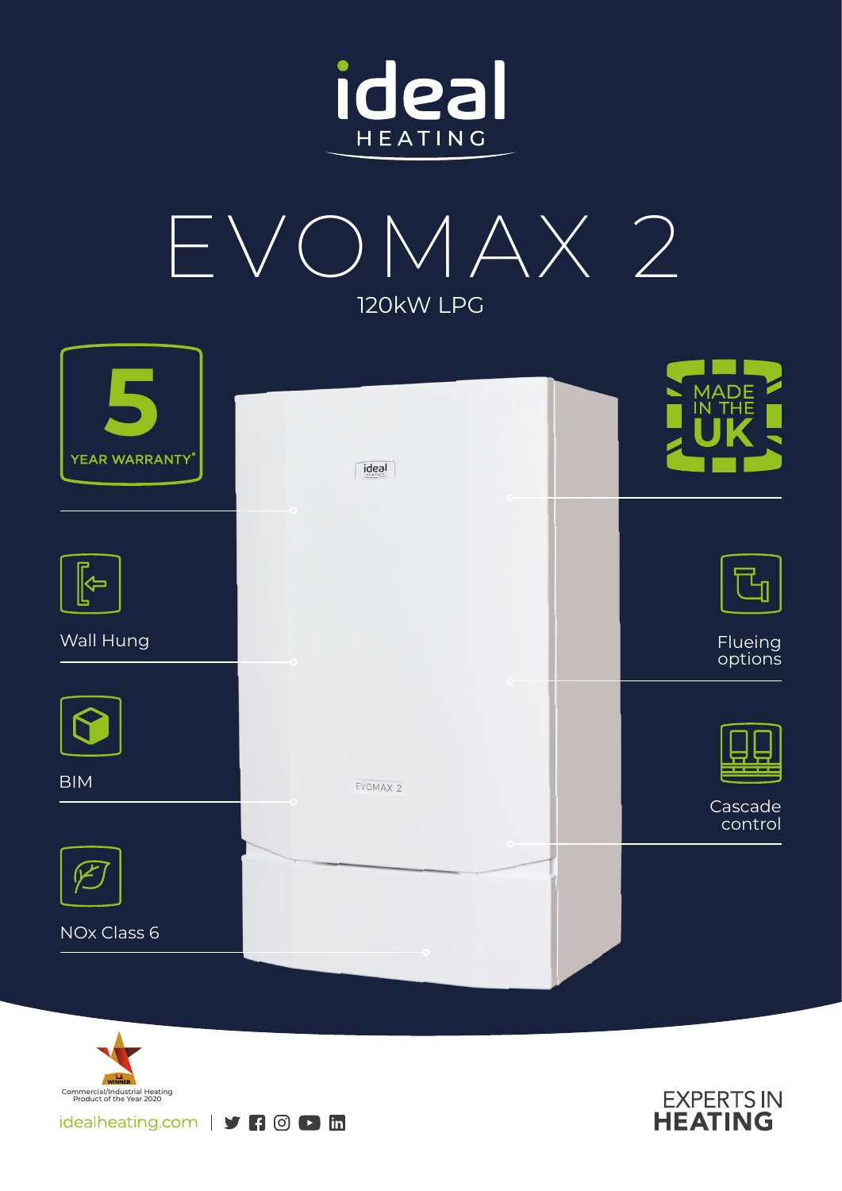ideal HEATING

# EVOMAX 2

120kW LPG

5 YEAR WARRANTY*

MADE IN THE UK

Wall Hung

Flueing options

BIM

Cascade control

NOx Class 6

WINNER Commercial/Industrial Heating Product of the Year 2020

idealheating.com

EXPERTS IN HEATING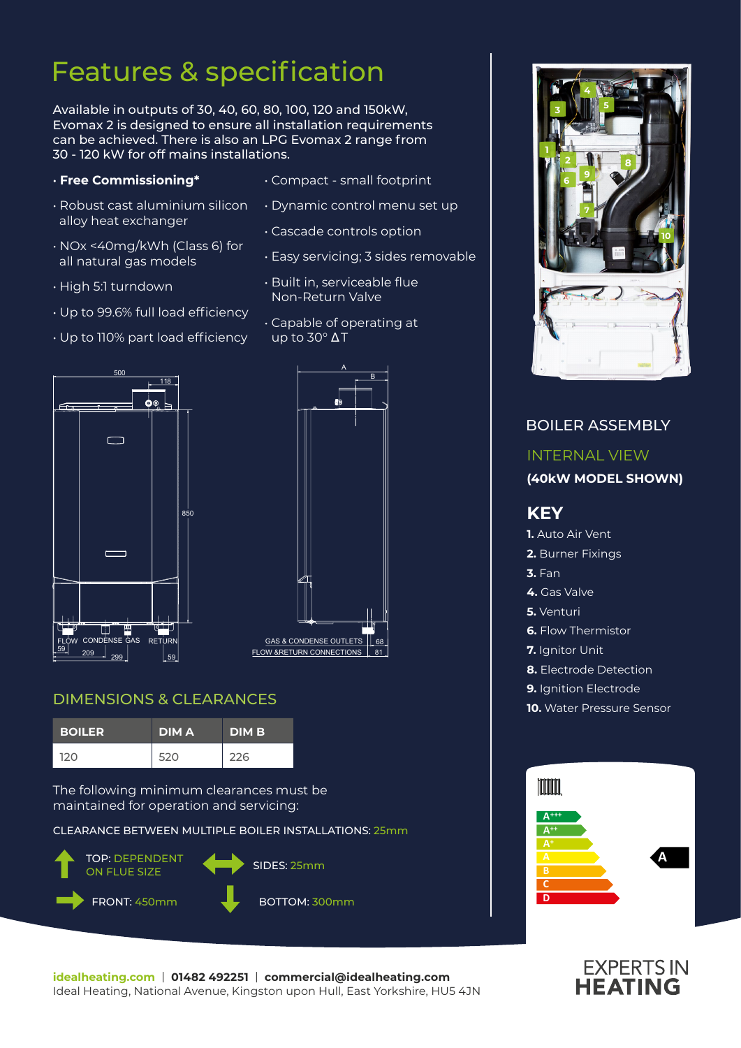# Features & specification

Available in outputs of 30, 40, 60, 80, 100, 120 and 150kW, Evomax 2 is designed to ensure all installation requirements can be achieved. There is also an LPG Evomax 2 range from 30 - 120 kW for off mains installations.

- **Free Commissioning***
- Robust cast aluminium silicon alloy heat exchanger
- NOx <40mg/kWh (Class 6) for all natural gas models
- High 5:1 turndown
- Up to 99.6% full load efficiency
- Up to 110% part load efficiency
- Compact - small footprint
- Dynamic control menu set up
- Cascade controls option
- Easy servicing; 3 sides removable
- Built in, serviceable flue Non-Return Valve
- Capable of operating at up to 30° ΔT

500
118
850
FLOW CONDENSE GAS RETURN
59
209
299
59

A
B
GAS & CONDENSE OUTLETS
FLOW &RETURN CONNECTIONS
68
81

## DIMENSIONS & CLEARANCES

| BOILER | DIM A | DIM B |
|---|---|---|
| 120 | 520 | 226 |

The following minimum clearances must be maintained for operation and servicing:

CLEARANCE BETWEEN MULTIPLE BOILER INSTALLATIONS: 25mm

TOP: DEPENDENT ON FLUE SIZE

SIDES: 25mm

FRONT: 450mm

BOTTOM: 300mm

## BOILER ASSEMBLY

### INTERNAL VIEW

**(40kW MODEL SHOWN)**

### KEY

**1.** Auto Air Vent
**2.** Burner Fixings
**3.** Fan
**4.** Gas Valve
**5.** Venturi
**6.** Flow Thermistor
**7.** Ignitor Unit
**8.** Electrode Detection
**9.** Ignition Electrode
**10.** Water Pressure Sensor

A+++
A++
A+
A
B
C
D
A

EXPERTS IN HEATING

**idealheating.com** | **01482 492251** | **commercial@idealheating.com**
Ideal Heating, National Avenue, Kingston upon Hull, East Yorkshire, HU5 4JN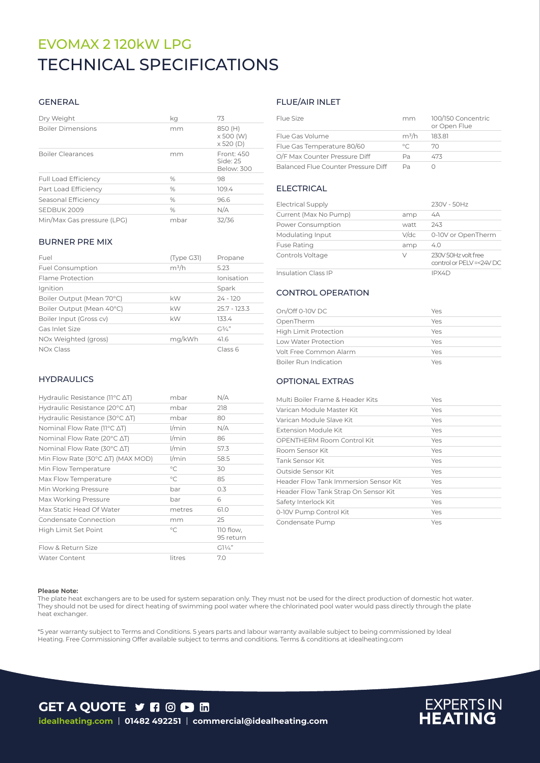# EVOMAX 2 120kW LPG

# TECHNICAL SPECIFICATIONS

## GENERAL

| | | |
|---|---|---|
| Dry Weight | kg | 73 |
| Boiler Dimensions | mm | 850 (H) x 500 (W) x 520 (D) |
| Boiler Clearances | mm | Front: 450 Side: 25 Below: 300 |
| Full Load Efficiency | % | 98 |
| Part Load Efficiency | % | 109.4 |
| Seasonal Efficiency | % | 96.6 |
| SEDBUK 2009 | % | N/A |
| Min/Max Gas pressure (LPG) | mbar | 32/36 |

## BURNER PRE MIX

| | | |
|---|---|---|
| Fuel | (Type G31) | Propane |
| Fuel Consumption | $m^3/h$ | 5.23 |
| Flame Protection | | Ionisation |
| Ignition | | Spark |
| Boiler Output (Mean 70°C) | kW | 24 - 120 |
| Boiler Output (Mean 40°C) | kW | 25.7 - 123.3 |
| Boiler Input (Gross cv) | kW | 133.4 |
| Gas Inlet Size | | G¾" |
| NOx Weighted (gross) | mg/kWh | 41.6 |
| NOx Class | | Class 6 |

## HYDRAULICS

| | | |
|---|---|---|
| Hydraulic Resistance (11°C ΔT) | mbar | N/A |
| Hydraulic Resistance (20°C ΔT) | mbar | 218 |
| Hydraulic Resistance (30°C ΔT) | mbar | 80 |
| Nominal Flow Rate (11°C ΔT) | l/min | N/A |
| Nominal Flow Rate (20°C ΔT) | l/min | 86 |
| Nominal Flow Rate (30°C ΔT) | l/min | 57.3 |
| Min Flow Rate (30°C ΔT) (MAX MOD) | l/min | 58.5 |
| Min Flow Temperature | °C | 30 |
| Max Flow Temperature | °C | 85 |
| Min Working Pressure | bar | 0.3 |
| Max Working Pressure | bar | 6 |
| Max Static Head Of Water | metres | 61.0 |
| Condensate Connection | mm | 25 |
| High Limit Set Point | °C | 110 flow, 95 return |
| Flow & Return Size | | G1¼" |
| Water Content | litres | 7.0 |

## FLUE/AIR INLET

| | | |
|---|---|---|
| Flue Size | mm | 100/150 Concentric or Open Flue |
| Flue Gas Volume | $m^3/h$ | 183.81 |
| Flue Gas Temperature 80/60 | °C | 70 |
| O/F Max Counter Pressure Diff | Pa | 473 |
| Balanced Flue Counter Pressure Diff | Pa | 0 |

## ELECTRICAL

| | | |
|---|---|---|
| Electrical Supply | | 230V - 50Hz |
| Current (Max No Pump) | amp | 4A |
| Power Consumption | watt | 243 |
| Modulating Input | V/dc | 0-10V or OpenTherm |
| Fuse Rating | amp | 4.0 |
| Controls Voltage | V | 230V 50Hz volt free control or PELV =<24V DC |
| Insulation Class IP | | IPX4D |

## CONTROL OPERATION

| | |
|---|---|
| On/Off 0-10V DC | Yes |
| OpenTherm | Yes |
| High Limit Protection | Yes |
| Low Water Protection | Yes |
| Volt Free Common Alarm | Yes |
| Boiler Run Indication | Yes |

## OPTIONAL EXTRAS

| | |
|---|---|
| Multi Boiler Frame & Header Kits | Yes |
| Varican Module Master Kit | Yes |
| Varican Module Slave Kit | Yes |
| Extension Module Kit | Yes |
| OPENTHERM Room Control Kit | Yes |
| Room Sensor Kit | Yes |
| Tank Sensor Kit | Yes |
| Outside Sensor Kit | Yes |
| Header Flow Tank Immersion Sensor Kit | Yes |
| Header Flow Tank Strap On Sensor Kit | Yes |
| Safety Interlock Kit | Yes |
| 0-10V Pump Control Kit | Yes |
| Condensate Pump | Yes |

**Please Note:**
The plate heat exchangers are to be used for system separation only. They must not be used for the direct production of domestic hot water. They should not be used for direct heating of swimming pool water where the chlorinated pool water would pass directly through the plate heat exchanger.

*5 year warranty subject to Terms and Conditions. 5 years parts and labour warranty available subject to being commissioned by Ideal Heating. Free Commissioning Offer available subject to terms and conditions. Terms & conditions at idealheating.com

**GET A QUOTE**

**idealheating.com** | **01482 492251** | **commercial@idealheating.com**

EXPERTS IN **HEATING**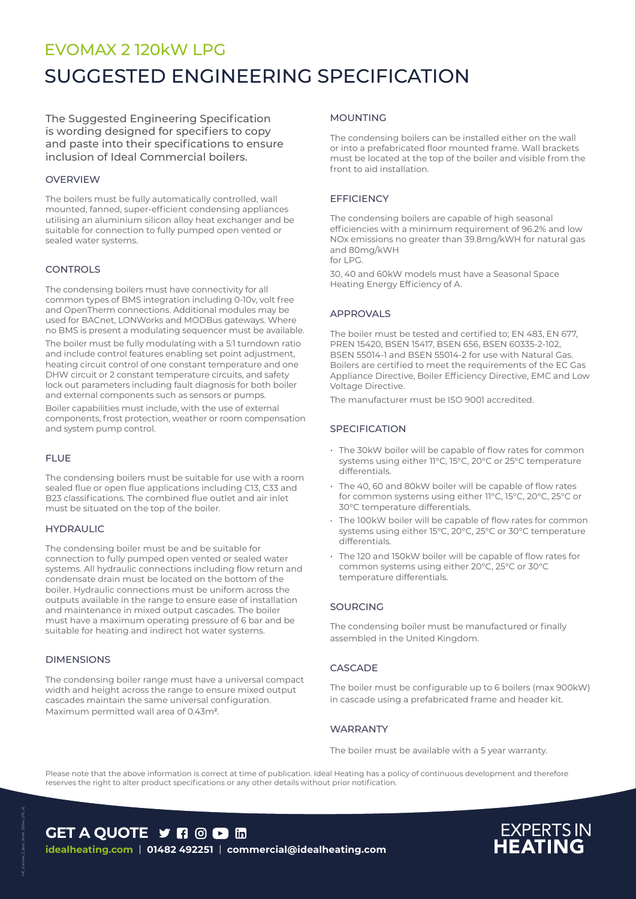# EVOMAX 2 120kW LPG

# SUGGESTED ENGINEERING SPECIFICATION

The Suggested Engineering Specification is wording designed for specifiers to copy and paste into their specifications to ensure inclusion of Ideal Commercial boilers.

## OVERVIEW

The boilers must be fully automatically controlled, wall mounted, fanned, super-efficient condensing appliances utilising an aluminium silicon alloy heat exchanger and be suitable for connection to fully pumped open vented or sealed water systems.

## CONTROLS

The condensing boilers must have connectivity for all common types of BMS integration including 0-10v, volt free and OpenTherm connections. Additional modules may be used for BACnet, LONWorks and MODBus gateways. Where no BMS is present a modulating sequencer must be available.

The boiler must be fully modulating with a 5:1 turndown ratio and include control features enabling set point adjustment, heating circuit control of one constant temperature and one DHW circuit or 2 constant temperature circuits, and safety lock out parameters including fault diagnosis for both boiler and external components such as sensors or pumps.

Boiler capabilities must include, with the use of external components, frost protection, weather or room compensation and system pump control.

## FLUE

The condensing boilers must be suitable for use with a room sealed flue or open flue applications including C13, C33 and B23 classifications. The combined flue outlet and air inlet must be situated on the top of the boiler.

## HYDRAULIC

The condensing boiler must be and be suitable for connection to fully pumped open vented or sealed water systems. All hydraulic connections including flow return and condensate drain must be located on the bottom of the boiler. Hydraulic connections must be uniform across the outputs available in the range to ensure ease of installation and maintenance in mixed output cascades. The boiler must have a maximum operating pressure of 6 bar and be suitable for heating and indirect hot water systems.

## DIMENSIONS

The condensing boiler range must have a universal compact width and height across the range to ensure mixed output cascades maintain the same universal configuration. Maximum permitted wall area of 0.43m².

## MOUNTING

The condensing boilers can be installed either on the wall or into a prefabricated floor mounted frame. Wall brackets must be located at the top of the boiler and visible from the front to aid installation.

## EFFICIENCY

The condensing boilers are capable of high seasonal efficiencies with a minimum requirement of 96.2% and low NOx emissions no greater than 39.8mg/kWH for natural gas and 80mg/kWH
for LPG.

30, 40 and 60kW models must have a Seasonal Space Heating Energy Efficiency of A.

## APPROVALS

The boiler must be tested and certified to; EN 483, EN 677, PREN 15420, BSEN 15417, BSEN 656, BSEN 60335-2-102, BSEN 55014-1 and BSEN 55014-2 for use with Natural Gas. Boilers are certified to meet the requirements of the EC Gas Appliance Directive, Boiler Efficiency Directive, EMC and Low Voltage Directive.

The manufacturer must be ISO 9001 accredited.

## SPECIFICATION

- The 30kW boiler will be capable of flow rates for common systems using either 11°C, 15°C, 20°C or 25°C temperature differentials.
- The 40, 60 and 80kW boiler will be capable of flow rates for common systems using either 11°C, 15°C, 20°C, 25°C or 30°C temperature differentials.
- The 100kW boiler will be capable of flow rates for common systems using either 15°C, 20°C, 25°C or 30°C temperature differentials.
- The 120 and 150kW boiler will be capable of flow rates for common systems using either 20°C, 25°C or 30°C temperature differentials.

## SOURCING

The condensing boiler must be manufactured or finally assembled in the United Kingdom.

## CASCADE

The boiler must be configurable up to 6 boilers (max 900kW) in cascade using a prefabricated frame and header kit.

## WARRANTY

The boiler must be available with a 5 year warranty.

Please note that the above information is correct at time of publication. Ideal Heating has a policy of continuous development and therefore reserves the right to alter product specifications or any other details without prior notification.

**GET A QUOTE**

**idealheating.com** | **01482 492251** | **commercial@idealheating.com**

EXPERTS IN **HEATING**